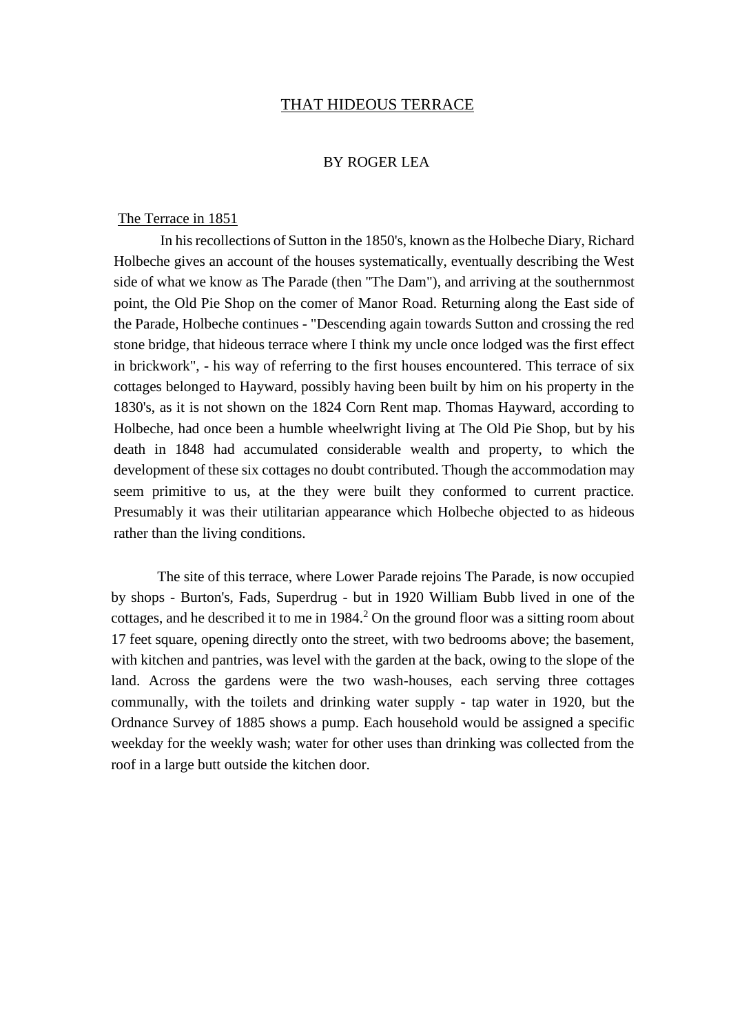# THAT HIDEOUS TERRACE

BY ROGER LEA

## The Terrace in 1851

In his recollections of Sutton in the 1850's, known as the Holbeche Diary, Richard Holbeche gives an account of the houses systematically, eventually describing the West side of what we know as The Parade (then "The Dam"), and arriving at the southernmost point, the Old Pie Shop on the comer of Manor Road. Returning along the East side of the Parade, Holbeche continues - "Descending again towards Sutton and crossing the red stone bridge, that hideous terrace where I think my uncle once lodged was the first effect in brickwork", - his way of referring to the first houses encountered. This terrace of six cottages belonged to Hayward, possibly having been built by him on his property in the 1830's, as it is not shown on the 1824 Corn Rent map. Thomas Hayward, according to Holbeche, had once been a humble wheelwright living at The Old Pie Shop, but by his death in 1848 had accumulated considerable wealth and property, to which the development of these six cottages no doubt contributed. Though the accommodation may seem primitive to us, at the they were built they conformed to current practice. Presumably it was their utilitarian appearance which Holbeche objected to as hideous rather than the living conditions.

The site of this terrace, where Lower Parade rejoins The Parade, is now occupied by shops - Burton's, Fads, Superdrug - but in 1920 William Bubb lived in one of the cottages, and he described it to me in 1984.[2] On the ground floor was a sitting room about 17 feet square, opening directly onto the street, with two bedrooms above; the basement, with kitchen and pantries, was level with the garden at the back, owing to the slope of the land. Across the gardens were the two wash-houses, each serving three cottages communally, with the toilets and drinking water supply - tap water in 1920, but the Ordnance Survey of 1885 shows a pump. Each household would be assigned a specific weekday for the weekly wash; water for other uses than drinking was collected from the roof in a large butt outside the kitchen door.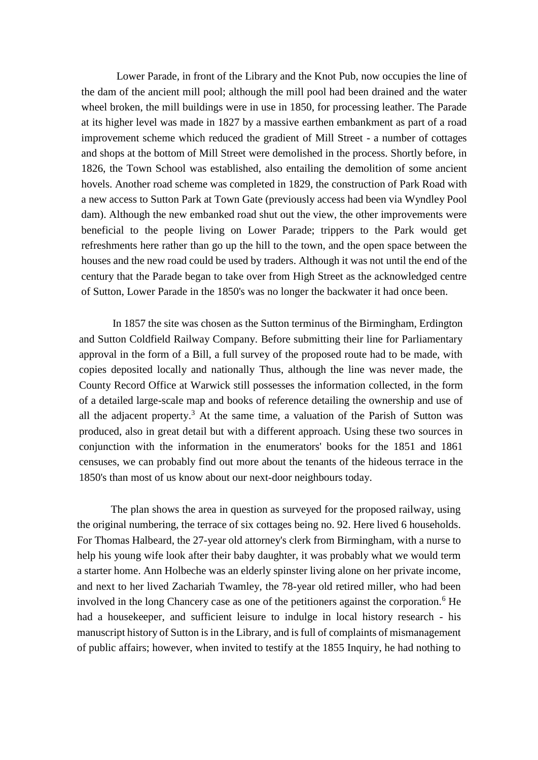Lower Parade, in front of the Library and the Knot Pub, now occupies the line of the dam of the ancient mill pool; although the mill pool had been drained and the water wheel broken, the mill buildings were in use in 1850, for processing leather. The Parade at its higher level was made in 1827 by a massive earthen embankment as part of a road improvement scheme which reduced the gradient of Mill Street - a number of cottages and shops at the bottom of Mill Street were demolished in the process. Shortly before, in 1826, the Town School was established, also entailing the demolition of some ancient hovels. Another road scheme was completed in 1829, the construction of Park Road with a new access to Sutton Park at Town Gate (previously access had been via Wyndley Pool dam). Although the new embanked road shut out the view, the other improvements were beneficial to the people living on Lower Parade; trippers to the Park would get refreshments here rather than go up the hill to the town, and the open space between the houses and the new road could be used by traders. Although it was not until the end of the century that the Parade began to take over from High Street as the acknowledged centre of Sutton, Lower Parade in the 1850's was no longer the backwater it had once been.

In 1857 the site was chosen as the Sutton terminus of the Birmingham, Erdington and Sutton Coldfield Railway Company. Before submitting their line for Parliamentary approval in the form of a Bill, a full survey of the proposed route had to be made, with copies deposited locally and nationally Thus, although the line was never made, the County Record Office at Warwick still possesses the information collected, in the form of a detailed large-scale map and books of reference detailing the ownership and use of all the adjacent property.[3] At the same time, a valuation of the Parish of Sutton was produced, also in great detail but with a different approach. Using these two sources in conjunction with the information in the enumerators' books for the 1851 and 1861 censuses, we can probably find out more about the tenants of the hideous terrace in the 1850's than most of us know about our next-door neighbours today.

The plan shows the area in question as surveyed for the proposed railway, using the original numbering, the terrace of six cottages being no. 92. Here lived 6 households. For Thomas Halbeard, the 27-year old attorney's clerk from Birmingham, with a nurse to help his young wife look after their baby daughter, it was probably what we would term a starter home. Ann Holbeche was an elderly spinster living alone on her private income, and next to her lived Zachariah Twamley, the 78-year old retired miller, who had been involved in the long Chancery case as one of the petitioners against the corporation.[6] He had a housekeeper, and sufficient leisure to indulge in local history research - his manuscript history of Sutton is in the Library, and is full of complaints of mismanagement of public affairs; however, when invited to testify at the 1855 Inquiry, he had nothing to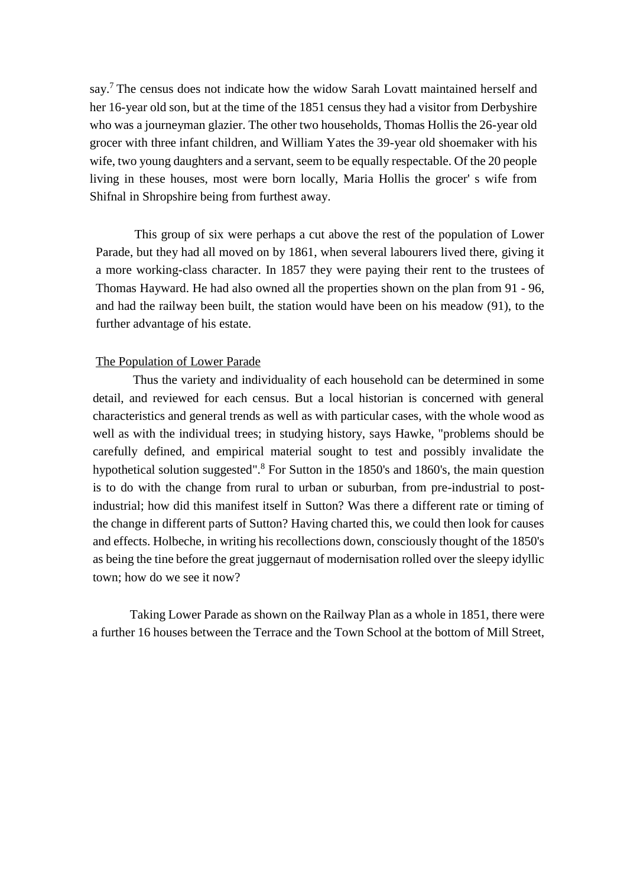say.[7] The census does not indicate how the widow Sarah Lovatt maintained herself and her 16-year old son, but at the time of the 1851 census they had a visitor from Derbyshire who was a journeyman glazier. The other two households, Thomas Hollis the 26-year old grocer with three infant children, and William Yates the 39-year old shoemaker with his wife, two young daughters and a servant, seem to be equally respectable. Of the 20 people living in these houses, most were born locally, Maria Hollis the grocer' s wife from Shifnal in Shropshire being from furthest away.

This group of six were perhaps a cut above the rest of the population of Lower Parade, but they had all moved on by 1861, when several labourers lived there, giving it a more working-class character. In 1857 they were paying their rent to the trustees of Thomas Hayward. He had also owned all the properties shown on the plan from 91 - 96, and had the railway been built, the station would have been on his meadow (91), to the further advantage of his estate.

## The Population of Lower Parade

Thus the variety and individuality of each household can be determined in some detail, and reviewed for each census. But a local historian is concerned with general characteristics and general trends as well as with particular cases, with the whole wood as well as with the individual trees; in studying history, says Hawke, "problems should be carefully defined, and empirical material sought to test and possibly invalidate the hypothetical solution suggested".[8] For Sutton in the 1850's and 1860's, the main question is to do with the change from rural to urban or suburban, from pre-industrial to post-industrial; how did this manifest itself in Sutton? Was there a different rate or timing of the change in different parts of Sutton? Having charted this, we could then look for causes and effects. Holbeche, in writing his recollections down, consciously thought of the 1850's as being the tine before the great juggernaut of modernisation rolled over the sleepy idyllic town; how do we see it now?

Taking Lower Parade as shown on the Railway Plan as a whole in 1851, there were a further 16 houses between the Terrace and the Town School at the bottom of Mill Street,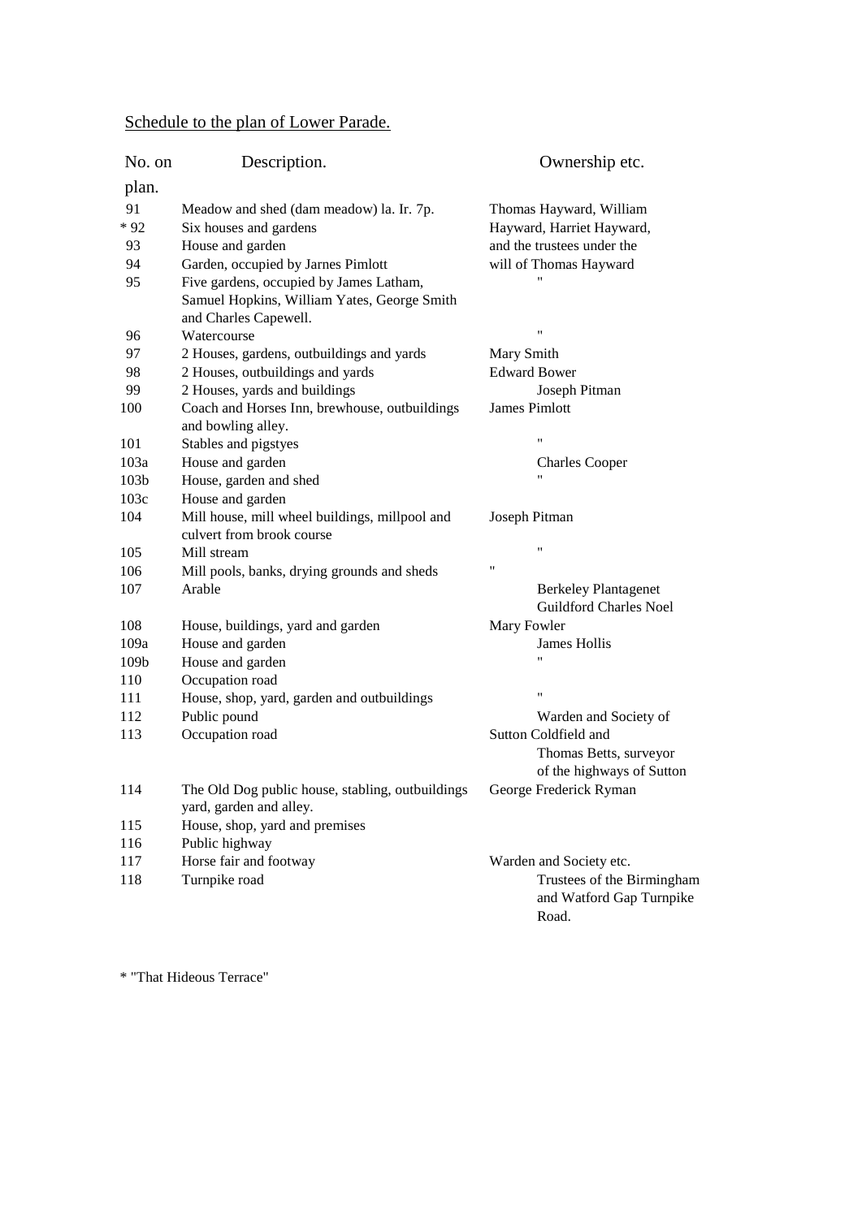Schedule to the plan of Lower Parade.

| No. on plan. | Description. | Ownership etc. |
|---|---|---|
| 91 | Meadow and shed (dam meadow) la. Ir. 7p. | Thomas Hayward, William |
| * 92 | Six houses and gardens | Hayward, Harriet Hayward, |
| 93 | House and garden | and the trustees under the |
| 94 | Garden, occupied by Jarnes Pimlott | will of Thomas Hayward |
| 95 | Five gardens, occupied by James Latham, Samuel Hopkins, William Yates, George Smith and Charles Capewell. | " |
| 96 | Watercourse | " |
| 97 | 2 Houses, gardens, outbuildings and yards | Mary Smith |
| 98 | 2 Houses, outbuildings and yards | Edward Bower |
| 99 | 2 Houses, yards and buildings | Joseph Pitman |
| 100 | Coach and Horses Inn, brewhouse, outbuildings and bowling alley. | James Pimlott |
| 101 | Stables and pigstyes | " |
| 103a | House and garden | Charles Cooper |
| 103b | House, garden and shed | " |
| 103c | House and garden | |
| 104 | Mill house, mill wheel buildings, millpool and culvert from brook course | Joseph Pitman |
| 105 | Mill stream | " |
| 106 | Mill pools, banks, drying grounds and sheds | " |
| 107 | Arable | Berkeley Plantagenet Guildford Charles Noel |
| 108 | House, buildings, yard and garden | Mary Fowler |
| 109a | House and garden | James Hollis |
| 109b | House and garden | " |
| 110 | Occupation road | |
| 111 | House, shop, yard, garden and outbuildings | " |
| 112 | Public pound | Warden and Society of |
| 113 | Occupation road | Sutton Coldfield and Thomas Betts, surveyor of the highways of Sutton |
| 114 | The Old Dog public house, stabling, outbuildings yard, garden and alley. | George Frederick Ryman |
| 115 | House, shop, yard and premises | |
| 116 | Public highway | |
| 117 | Horse fair and footway | Warden and Society etc. |
| 118 | Turnpike road | Trustees of the Birmingham and Watford Gap Turnpike Road. |

* "That Hideous Terrace"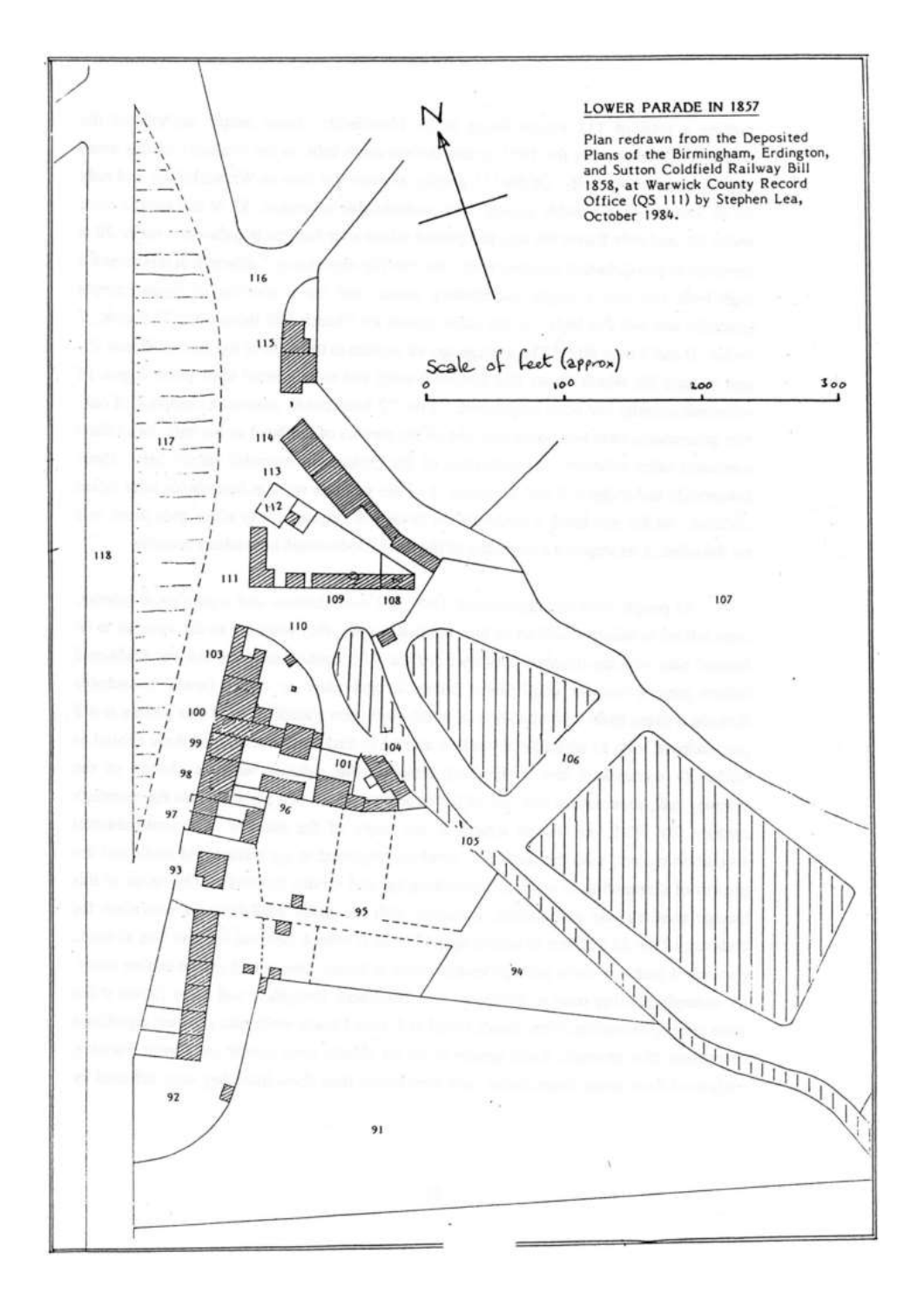## LOWER PARADE IN 1857

Plan redrawn from the Deposited Plans of the Birmingham, Erdington, and Sutton Coldfield Railway Bill 1858, at Warwick County Record Office (QS 111) by Stephen Lea, October 1984.

N

Scale of feet (approx)

0 100 200 300

116

115

114

113

112

117

118

111

109

108

107

110

103

100

99

104

106

101

98

96

97

105

93

95

94

92

91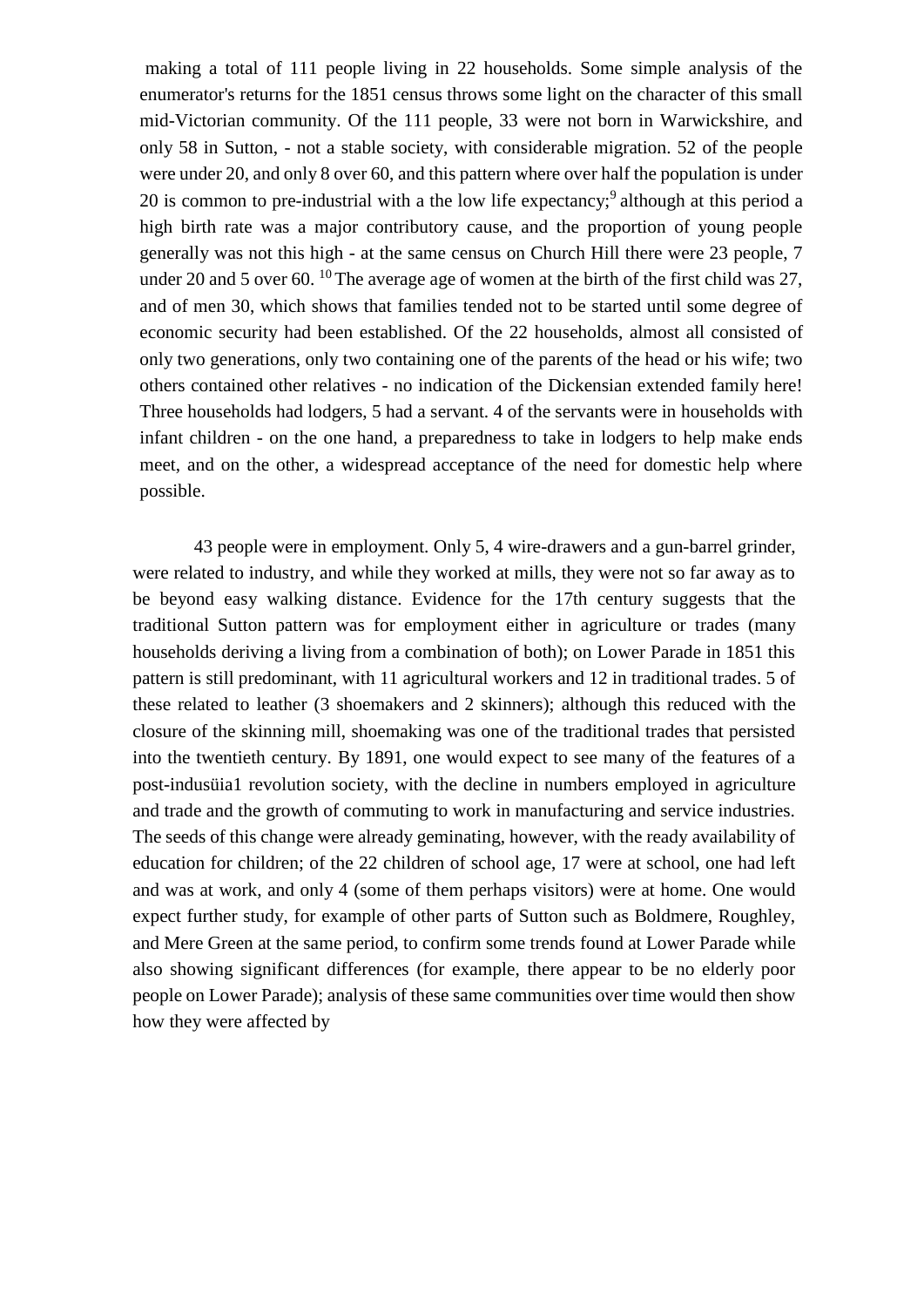making a total of 111 people living in 22 households. Some simple analysis of the enumerator's returns for the 1851 census throws some light on the character of this small mid-Victorian community. Of the 111 people, 33 were not born in Warwickshire, and only 58 in Sutton, - not a stable society, with considerable migration. 52 of the people were under 20, and only 8 over 60, and this pattern where over half the population is under 20 is common to pre-industrial with a the low life expectancy;[9] although at this period a high birth rate was a major contributory cause, and the proportion of young people generally was not this high - at the same census on Church Hill there were 23 people, 7 under 20 and 5 over 60. [10] The average age of women at the birth of the first child was 27, and of men 30, which shows that families tended not to be started until some degree of economic security had been established. Of the 22 households, almost all consisted of only two generations, only two containing one of the parents of the head or his wife; two others contained other relatives - no indication of the Dickensian extended family here! Three households had lodgers, 5 had a servant. 4 of the servants were in households with infant children - on the one hand, a preparedness to take in lodgers to help make ends meet, and on the other, a widespread acceptance of the need for domestic help where possible.

43 people were in employment. Only 5, 4 wire-drawers and a gun-barrel grinder, were related to industry, and while they worked at mills, they were not so far away as to be beyond easy walking distance. Evidence for the 17th century suggests that the traditional Sutton pattern was for employment either in agriculture or trades (many households deriving a living from a combination of both); on Lower Parade in 1851 this pattern is still predominant, with 11 agricultural workers and 12 in traditional trades. 5 of these related to leather (3 shoemakers and 2 skinners); although this reduced with the closure of the skinning mill, shoemaking was one of the traditional trades that persisted into the twentieth century. By 1891, one would expect to see many of the features of a post-indusüia1 revolution society, with the decline in numbers employed in agriculture and trade and the growth of commuting to work in manufacturing and service industries. The seeds of this change were already geminating, however, with the ready availability of education for children; of the 22 children of school age, 17 were at school, one had left and was at work, and only 4 (some of them perhaps visitors) were at home. One would expect further study, for example of other parts of Sutton such as Boldmere, Roughley, and Mere Green at the same period, to confirm some trends found at Lower Parade while also showing significant differences (for example, there appear to be no elderly poor people on Lower Parade); analysis of these same communities over time would then show how they were affected by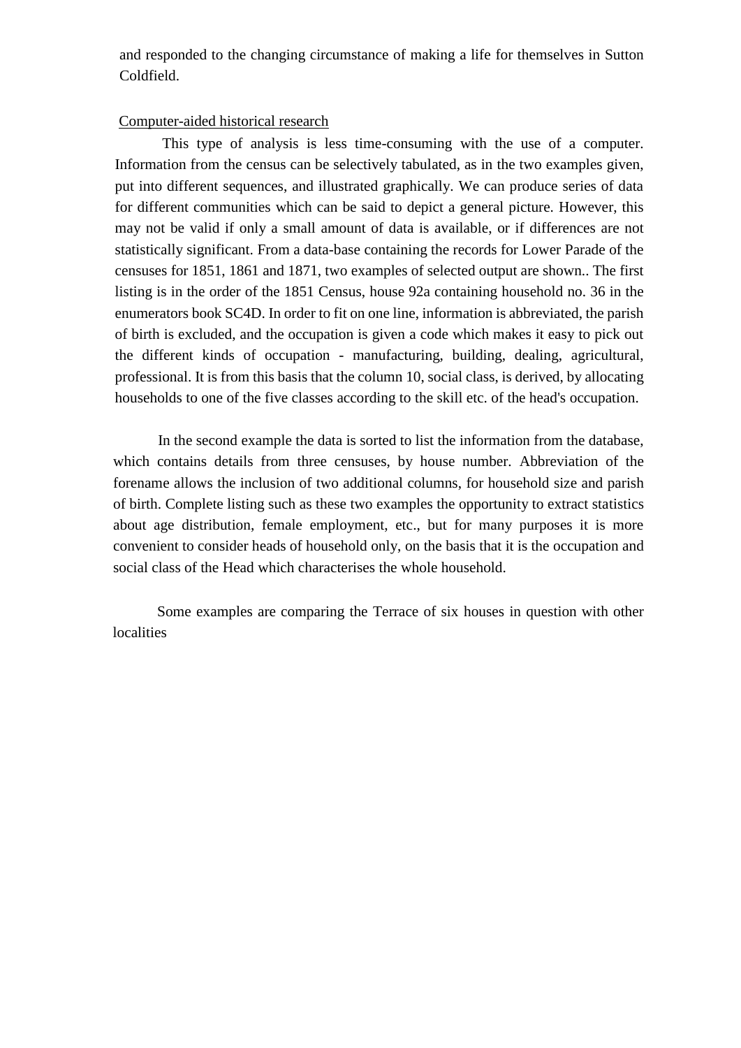and responded to the changing circumstance of making a life for themselves in Sutton Coldfield.

## Computer-aided historical research

This type of analysis is less time-consuming with the use of a computer. Information from the census can be selectively tabulated, as in the two examples given, put into different sequences, and illustrated graphically. We can produce series of data for different communities which can be said to depict a general picture. However, this may not be valid if only a small amount of data is available, or if differences are not statistically significant. From a data-base containing the records for Lower Parade of the censuses for 1851, 1861 and 1871, two examples of selected output are shown.. The first listing is in the order of the 1851 Census, house 92a containing household no. 36 in the enumerators book SC4D. In order to fit on one line, information is abbreviated, the parish of birth is excluded, and the occupation is given a code which makes it easy to pick out the different kinds of occupation - manufacturing, building, dealing, agricultural, professional. It is from this basis that the column 10, social class, is derived, by allocating households to one of the five classes according to the skill etc. of the head's occupation.

In the second example the data is sorted to list the information from the database, which contains details from three censuses, by house number. Abbreviation of the forename allows the inclusion of two additional columns, for household size and parish of birth. Complete listing such as these two examples the opportunity to extract statistics about age distribution, female employment, etc., but for many purposes it is more convenient to consider heads of household only, on the basis that it is the occupation and social class of the Head which characterises the whole household.

Some examples are comparing the Terrace of six houses in question with other localities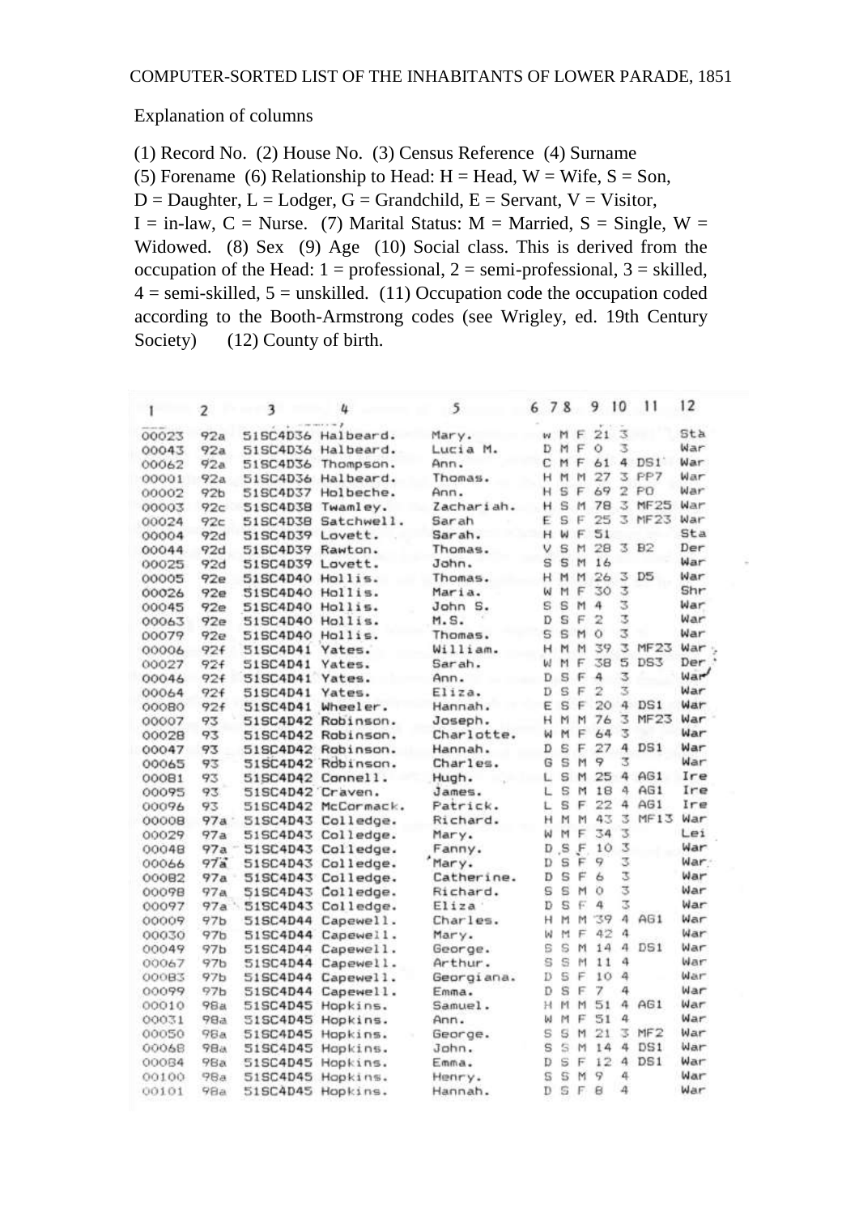COMPUTER-SORTED LIST OF THE INHABITANTS OF LOWER PARADE, 1851

Explanation of columns

(1) Record No. (2) House No. (3) Census Reference (4) Surname (5) Forename (6) Relationship to Head: H = Head, W = Wife, S = Son, D = Daughter, L = Lodger, G = Grandchild, E = Servant, V = Visitor, I = in-law, C = Nurse. (7) Marital Status: M = Married, S = Single, W = Widowed. (8) Sex (9) Age (10) Social class. This is derived from the occupation of the Head: 1 = professional, 2 = semi-professional, 3 = skilled, 4 = semi-skilled, 5 = unskilled. (11) Occupation code the occupation coded according to the Booth-Armstrong codes (see Wrigley, ed. 19th Century Society) (12) County of birth.

| 1 | 2 | 3 | 4 | 5 | 6 | 7 | 8 | 9 | 10 | 11 | 12 |
|---|---|---|---|---|---|---|---|---|---|---|---|
| 00023 | 92a | 51SC4D36 | Halbeard. | Mary. | W | M | F | 21 | 3 | | Sta |
| 00043 | 92a | 51SC4D36 | Halbeard. | Lucia M. | D | M | F | 0 | 3 | | War |
| 00062 | 92a | 51SC4D36 | Thompson. | Ann. | C | M | F | 61 | 4 | DS1 | War |
| 00001 | 92a | 51SC4D36 | Halbeard. | Thomas. | H | M | M | 27 | 3 | PP7 | War |
| 00002 | 92b | 51SC4D37 | Holbeche. | Ann. | H | S | F | 69 | 2 | PO | War |
| 00003 | 92c | 51SC4D38 | Twamley. | Zachariah. | H | S | M | 78 | 3 | MF25 | War |
| 00024 | 92c | 51SC4D38 | Satchwell. | Sarah | E | S | F | 25 | 3 | MF23 | War |
| 00004 | 92d | 51SC4D39 | Lovett. | Sarah. | H | W | F | 51 | | | Sta |
| 00044 | 92d | 51SC4D39 | Rawton. | Thomas. | V | S | M | 28 | 3 | B2 | Der |
| 00025 | 92d | 51SC4D39 | Lovett. | John. | S | S | M | 16 | | | War |
| 00005 | 92e | 51SC4D40 | Hollis. | Thomas. | H | M | M | 26 | 3 | D5 | War |
| 00026 | 92e | 51SC4D40 | Hollis. | Maria. | W | M | F | 30 | 3 | | Shr |
| 00045 | 92e | 51SC4D40 | Hollis. | John S. | S | S | M | 4 | 3 | | War |
| 00063 | 92e | 51SC4D40 | Hollis. | M.S. | D | S | F | 2 | 3 | | War |
| 00079 | 92e | 51SC4D40 | Hollis. | Thomas. | S | S | M | 0 | 3 | | War |
| 00006 | 92f | 51SC4D41 | Yates. | William. | H | M | M | 39 | 3 | MF23 | War |
| 00027 | 92f | 51SC4D41 | Yates. | Sarah. | W | M | F | 38 | 5 | DS3 | Der |
| 00046 | 92f | 51SC4D41 | Yates. | Ann. | D | S | F | 4 | 3 | | War |
| 00064 | 92f | 51SC4D41 | Yates. | Eliza. | D | S | F | 2 | 3 | | War |
| 00080 | 92f | 51SC4D41 | Wheeler. | Hannah. | E | S | F | 20 | 4 | DS1 | War |
| 00007 | 93 | 51SC4D42 | Robinson. | Joseph. | H | M | M | 76 | 3 | MF23 | War |
| 00028 | 93 | 51SC4D42 | Robinson. | Charlotte. | W | M | F | 64 | 3 | | War |
| 00047 | 93 | 51SC4D42 | Robinson. | Hannah. | D | S | F | 27 | 4 | DS1 | War |
| 00065 | 93 | 51SC4D42 | Robinson. | Charles. | G | S | M | 9 | 3 | | War |
| 00081 | 93 | 51SC4D42 | Connell. | Hugh. | L | S | M | 25 | 4 | AG1 | Ire |
| 00095 | 93 | 51SC4D42 | Craven. | James. | L | S | M | 18 | 4 | AG1 | Ire |
| 00096 | 93 | 51SC4D42 | McCormack. | Patrick. | L | S | F | 22 | 4 | AG1 | Ire |
| 00008 | 97a | 51SC4D43 | Colledge. | Richard. | H | M | M | 43 | 3 | MF13 | War |
| 00029 | 97a | 51SC4D43 | Colledge. | Mary. | W | M | F | 34 | 3 | | Lei |
| 00048 | 97a | 51SC4D43 | Colledge. | Fanny. | D | S | F | 10 | 3 | | War |
| 00066 | 97a | 51SC4D43 | Colledge. | Mary. | D | S | F | 9 | 3 | | War |
| 00082 | 97a | 51SC4D43 | Colledge. | Catherine. | D | S | F | 6 | 3 | | War |
| 00098 | 97a | 51SC4D43 | Colledge. | Richard. | S | S | M | 0 | 3 | | War |
| 00097 | 97a | 51SC4D43 | Colledge. | Eliza | D | S | F | 4 | 3 | | War |
| 00009 | 97b | 51SC4D44 | Capewell. | Charles. | H | M | M | 39 | 4 | AG1 | War |
| 00030 | 97b | 51SC4D44 | Capewell. | Mary. | W | M | F | 42 | 4 | | War |
| 00049 | 97b | 51SC4D44 | Capewell. | George. | S | S | M | 14 | 4 | DS1 | War |
| 00067 | 97b | 51SC4D44 | Capewell. | Arthur. | S | S | M | 11 | 4 | | War |
| 00083 | 97b | 51SC4D44 | Capewell. | Georgiana. | D | S | F | 10 | 4 | | War |
| 00099 | 97b | 51SC4D44 | Capewell. | Emma. | D | S | F | 7 | 4 | | War |
| 00010 | 98a | 51SC4D45 | Hopkins. | Samuel. | H | M | M | 51 | 4 | AG1 | War |
| 00031 | 98a | 51SC4D45 | Hopkins. | Ann. | W | M | F | 51 | 4 | | War |
| 00050 | 98a | 51SC4D45 | Hopkins. | George. | S | S | M | 21 | 3 | MF2 | War |
| 00068 | 98a | 51SC4D45 | Hopkins. | John. | S | S | M | 14 | 4 | DS1 | War |
| 00084 | 98a | 51SC4D45 | Hopkins. | Emma. | D | S | F | 12 | 4 | DS1 | War |
| 00100 | 98a | 51SC4D45 | Hopkins. | Henry. | S | S | M | 9 | 4 | | War |
| 00101 | 98a | 51SC4D45 | Hopkins. | Hannah. | D | S | F | 8 | 4 | | War |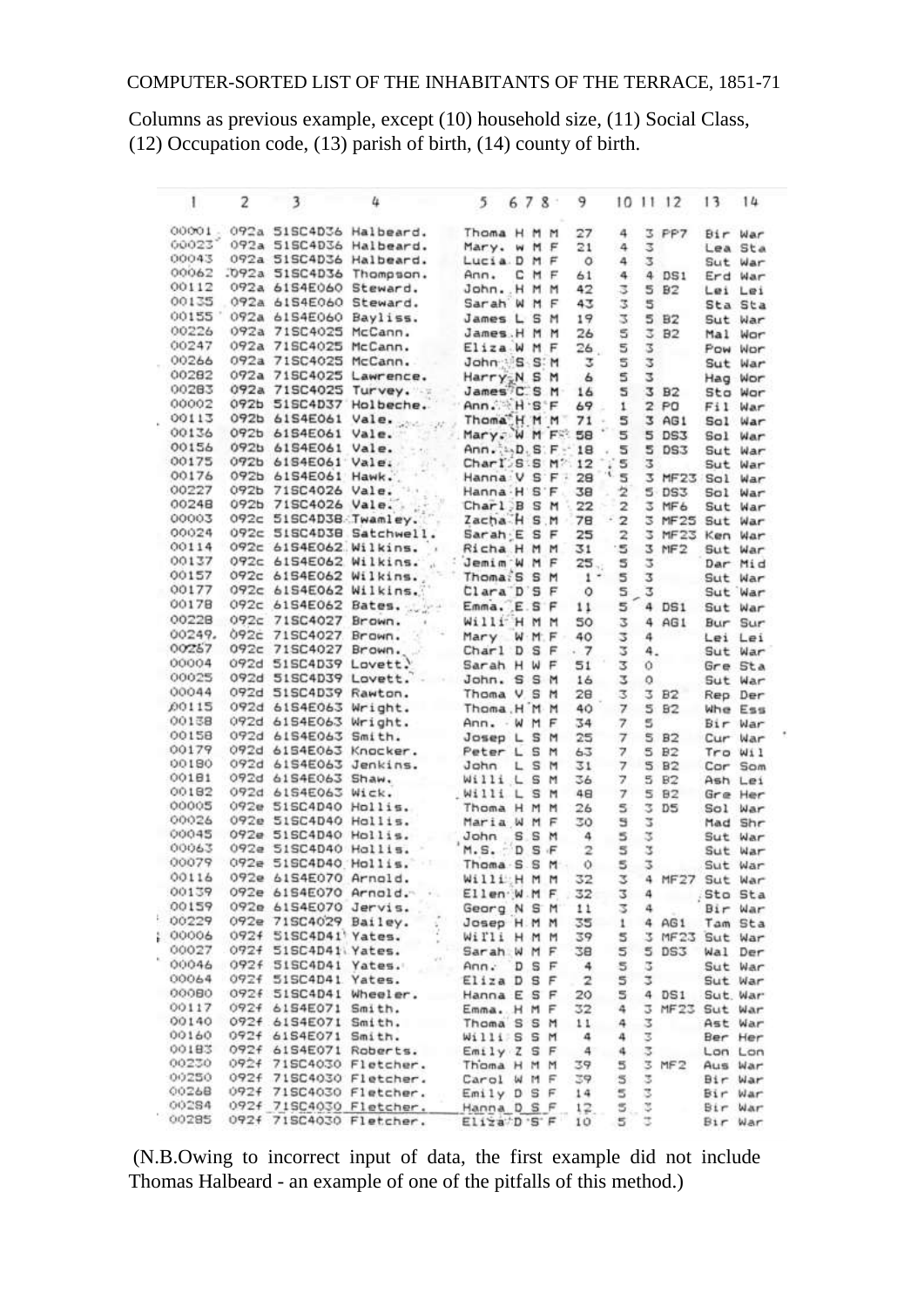COMPUTER-SORTED LIST OF THE INHABITANTS OF THE TERRACE, 1851-71

Columns as previous example, except (10) household size, (11) Social Class, (12) Occupation code, (13) parish of birth, (14) county of birth.

| 1 | 2 | 3 | 4 | 5 | 6 | 7 | 8 | 9 | 10 | 11 | 12 | 13 | 14 |
|---|---|---|---|---|---|---|---|---|---|---|---|---|---|
| 00001 | 092a | 51SC4D36 | Halbeard. | Thoma | H | M | M | 27 | 4 | 3 | PP7 | Bir | War |
| 00023 | 092a | 51SC4D36 | Halbeard. | Mary. | W | M | F | 21 | 4 | 3 | | Lea | Sta |
| 00043 | 092a | 51SC4D36 | Halbeard. | Lucia | D | M | F | 0 | 4 | 3 | | Sut | War |
| 00062 | 092a | 51SC4D36 | Thompson. | Ann. | C | M | F | 61 | 4 | 4 | DS1 | Erd | War |
| 00112 | 092a | 61S4E060 | Steward. | John. | H | M | M | 42 | 3 | 5 | B2 | Lei | Lei |
| 00135 | 092a | 61S4E060 | Steward. | Sarah | W | M | F | 43 | 3 | 5 | | Sta | Sta |
| 00155 | 092a | 61S4E060 | Bayliss. | James | L | S | M | 19 | 3 | 5 | B2 | Sut | War |
| 00226 | 092a | 71SC4025 | McCann. | James | H | M | M | 26 | 5 | 3 | B2 | Mal | Wor |
| 00247 | 092a | 71SC4025 | McCann. | Eliza | W | M | F | 26 | 5 | 3 | | Pow | Wor |
| 00266 | 092a | 71SC4025 | McCann. | John | S | S | M | 3 | 5 | 3 | | Sut | War |
| 00282 | 092a | 71SC4025 | Lawrence. | Harry | N | S | M | 6 | 5 | 3 | | Hag | Wor |
| 00283 | 092a | 71SC4025 | Turvey. | James | C | S | M | 16 | 5 | 3 | B2 | Sto | Wor |
| 00002 | 092b | 51SC4D37 | Holbeche. | Ann. | H | S | F | 69 | 1 | 2 | PO | Fil | War |
| 00113 | 092b | 61S4E061 | Vale. | Thoma | H | M | M | 71 | 5 | 3 | AG1 | Sol | War |
| 00136 | 092b | 61S4E061 | Vale. | Mary. | W | M | F | 58 | 5 | 5 | DS3 | Sol | War |
| 00156 | 092b | 61S4E061 | Vale. | Ann. | D | S | F | 18 | 5 | 5 | DS3 | Sut | War |
| 00175 | 092b | 61S4E061 | Vale. | Charl | S | S | M | 12 | 5 | 3 | | Sut | War |
| 00176 | 092b | 61S4E061 | Hawk. | Hanna | V | S | F | 28 | 5 | 3 | MF23 | Sol | War |
| 00227 | 092b | 71SC4026 | Vale. | Hanna | H | S | F | 38 | 2 | 5 | DS3 | Sol | War |
| 00248 | 092b | 71SC4026 | Vale. | Charl | B | S | M | 22 | 2 | 3 | MF6 | Sut | War |
| 00003 | 092c | 51SC4D38 | Twamley. | Zacha | H | S | M | 78 | 2 | 3 | MF25 | Sut | War |
| 00024 | 092c | 51SC4D38 | Satchwell. | Sarah | E | S | F | 25 | 2 | 3 | MF23 | Ken | War |
| 00114 | 092c | 61S4E062 | Wilkins. | Richa | H | M | M | 31 | 5 | 3 | MF2 | Sut | War |
| 00137 | 092c | 61S4E062 | Wilkins. | Jemim | W | M | F | 25 | 5 | 3 | | Dar | Mid |
| 00157 | 092c | 61S4E062 | Wilkins. | Thoma | S | S | M | 1 | 5 | 3 | | Sut | War |
| 00177 | 092c | 61S4E062 | Wilkins. | Clara | D | S | F | 0 | 5 | 3 | | Sut | War |
| 00178 | 092c | 61S4E062 | Bates. | Emma. | E | S | F | 11 | 5 | 4 | DS1 | Sut | War |
| 00228 | 092c | 71SC4027 | Brown. | Willi | H | M | M | 50 | 3 | 4 | AG1 | Bur | Sur |
| 00249 | 092c | 71SC4027 | Brown. | Mary | W | M | F | 40 | 3 | 4 | | Lei | Lei |
| 00267 | 092c | 71SC4027 | Brown. | Charl | D | S | F | 7 | 3 | 4 | | Sut | War |
| 00004 | 092d | 51SC4D39 | Lovett. | Sarah | H | W | F | 51 | 3 | 0 | | Gre | Sta |
| 00025 | 092d | 51SC4D39 | Lovett. | John. | S | S | M | 16 | 3 | 0 | | Sut | War |
| 00044 | 092d | 51SC4D39 | Rawton. | Thoma | V | S | M | 28 | 3 | 3 | B2 | Rep | Der |
| 00115 | 092d | 61S4E063 | Wright. | Thoma | H | M | M | 40 | 7 | 5 | B2 | Whe | Ess |
| 00138 | 092d | 61S4E063 | Wright. | Ann. | W | M | F | 34 | 7 | 5 | | Bir | War |
| 00158 | 092d | 61S4E063 | Smith. | Josep | L | S | M | 25 | 7 | 5 | B2 | Cur | War |
| 00179 | 092d | 61S4E063 | Knocker. | Peter | L | S | M | 63 | 7 | 5 | B2 | Tro | Wil |
| 00180 | 092d | 61S4E063 | Jenkins. | John | L | S | M | 31 | 7 | 5 | B2 | Cor | Som |
| 00181 | 092d | 61S4E063 | Shaw. | Willi | L | S | M | 36 | 7 | 5 | B2 | Ash | Lei |
| 00182 | 092d | 61S4E063 | Wick. | Willi | L | S | M | 48 | 7 | 5 | B2 | Gre | Her |
| 00005 | 092e | 51SC4D40 | Hollis. | Thoma | H | M | M | 26 | 5 | 3 | D5 | Sol | War |
| 00026 | 092e | 51SC4D40 | Hollis. | Maria | W | M | F | 30 | 5 | 3 | | Mad | Shr |
| 00045 | 092e | 51SC4D40 | Hollis. | John | S | S | M | 4 | 5 | 3 | | Sut | War |
| 00063 | 092e | 51SC4D40 | Hollis. | M.S. | D | S | F | 2 | 5 | 3 | | Sut | War |
| 00079 | 092e | 51SC4D40 | Hollis. | Thoma | S | S | M | 0 | 5 | 3 | | Sut | War |
| 00116 | 092e | 61S4E070 | Arnold. | Willi | H | M | M | 32 | 3 | 4 | MF27 | Sut | War |
| 00139 | 092e | 61S4E070 | Arnold. | Ellen | W | M | F | 32 | 3 | 4 | | Sto | Sta |
| 00159 | 092e | 61S4E070 | Jervis. | Georg | N | S | M | 11 | 3 | 4 | | Bir | War |
| 00229 | 092e | 71SC4029 | Bailey. | Josep | H | M | M | 35 | 1 | 4 | AG1 | Tam | Sta |
| 00006 | 092f | 51SC4D41 | Yates. | Willi | H | M | M | 39 | 5 | 3 | MF23 | Sut | War |
| 00027 | 092f | 51SC4D41 | Yates. | Sarah | W | M | F | 38 | 5 | 5 | DS3 | Wal | Der |
| 00046 | 092f | 51SC4D41 | Yates. | Ann. | D | S | F | 4 | 5 | 3 | | Sut | War |
| 00064 | 092f | 51SC4D41 | Yates. | Eliza | D | S | F | 2 | 5 | 3 | | Sut | War |
| 00080 | 092f | 51SC4D41 | Wheeler. | Hanna | E | S | F | 20 | 5 | 4 | DS1 | Sut | War |
| 00117 | 092f | 61S4E071 | Smith. | Emma. | H | M | F | 32 | 4 | 3 | MF23 | Sut | War |
| 00140 | 092f | 61S4E071 | Smith. | Thoma | S | S | M | 11 | 4 | 3 | | Ast | War |
| 00160 | 092f | 61S4E071 | Smith. | Willi | S | S | M | 4 | 4 | 3 | | Ber | Her |
| 00183 | 092f | 61S4E071 | Roberts. | Emily | Z | S | F | 4 | 4 | 3 | | Lon | Lon |
| 00230 | 092f | 71SC4030 | Fletcher. | Thoma | H | M | M | 39 | 5 | 3 | MF2 | Aus | War |
| 00250 | 092f | 71SC4030 | Fletcher. | Carol | W | M | F | 39 | 5 | 3 | | Bir | War |
| 00268 | 092f | 71SC4030 | Fletcher. | Emily | D | S | F | 14 | 5 | 3 | | Bir | War |
| 00284 | 092f | 71SC4030 | Fletcher. | Hanna | D | S | F | 12 | 5 | 3 | | Bir | War |
| 00285 | 092f | 71SC4030 | Fletcher. | Eliza | D | S | F | 10 | 5 | 3 | | Bir | War |

(N.B.Owing to incorrect input of data, the first example did not include Thomas Halbeard - an example of one of the pitfalls of this method.)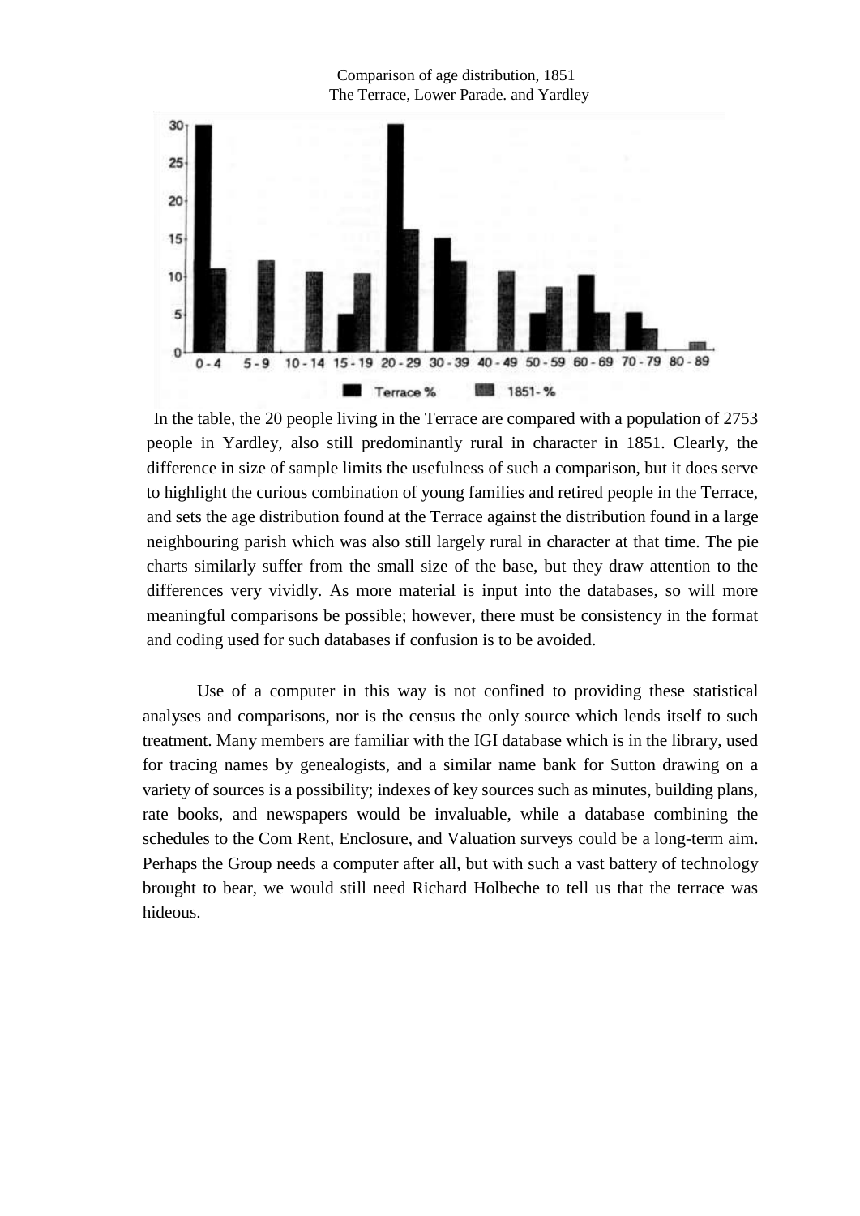Comparison of age distribution, 1851
The Terrace, Lower Parade. and Yardley

In the table, the 20 people living in the Terrace are compared with a population of 2753 people in Yardley, also still predominantly rural in character in 1851. Clearly, the difference in size of sample limits the usefulness of such a comparison, but it does serve to highlight the curious combination of young families and retired people in the Terrace, and sets the age distribution found at the Terrace against the distribution found in a large neighbouring parish which was also still largely rural in character at that time. The pie charts similarly suffer from the small size of the base, but they draw attention to the differences very vividly. As more material is input into the databases, so will more meaningful comparisons be possible; however, there must be consistency in the format and coding used for such databases if confusion is to be avoided.

Use of a computer in this way is not confined to providing these statistical analyses and comparisons, nor is the census the only source which lends itself to such treatment. Many members are familiar with the IGI database which is in the library, used for tracing names by genealogists, and a similar name bank for Sutton drawing on a variety of sources is a possibility; indexes of key sources such as minutes, building plans, rate books, and newspapers would be invaluable, while a database combining the schedules to the Com Rent, Enclosure, and Valuation surveys could be a long-term aim. Perhaps the Group needs a computer after all, but with such a vast battery of technology brought to bear, we would still need Richard Holbeche to tell us that the terrace was hideous.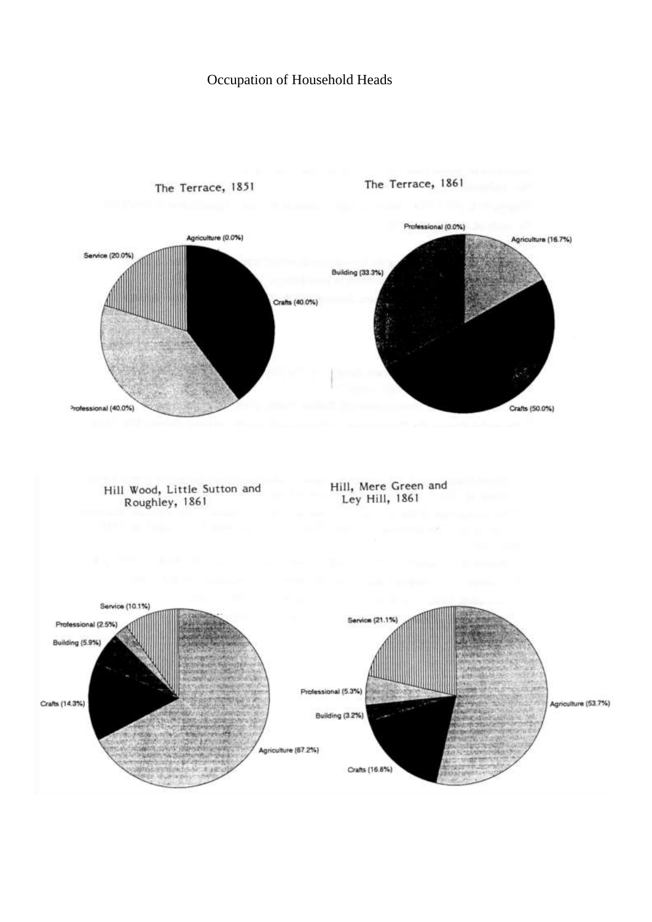Occupation of Household Heads

The Terrace, 1851

Agriculture (0.0%)
Service (20.0%)
Crafts (40.0%)
Professional (40.0%)

The Terrace, 1861

Professional (0.0%)
Agriculture (16.7%)
Building (33.3%)
Crafts (50.0%)

Hill Wood, Little Sutton and Roughley, 1861

Service (10.1%)
Professional (2.5%)
Building (5.9%)
Crafts (14.3%)
Agriculture (67.2%)

Hill, Mere Green and Ley Hill, 1861

Service (21.1%)
Professional (5.3%)
Building (3.2%)
Crafts (16.8%)
Agriculture (53.7%)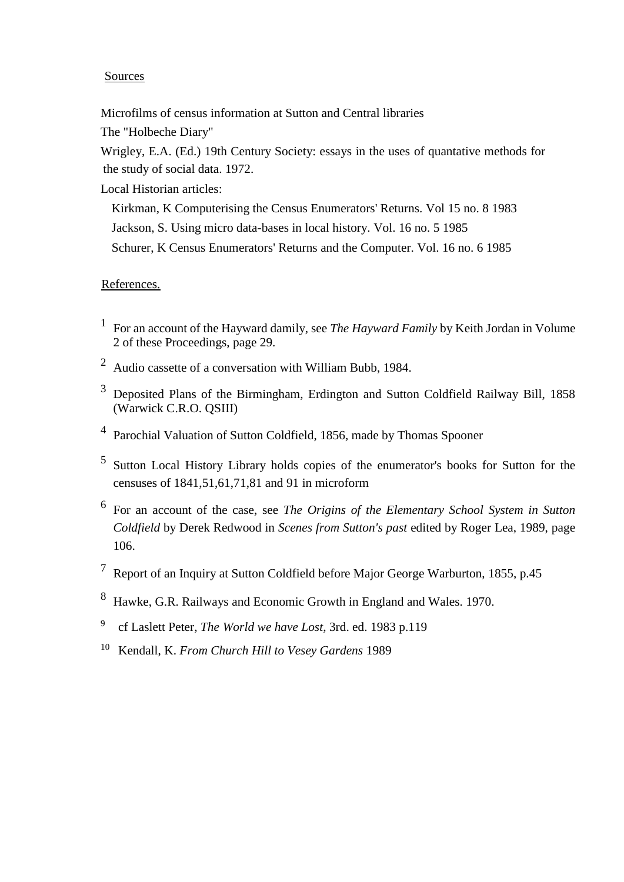Sources

Microfilms of census information at Sutton and Central libraries

The "Holbeche Diary"

Wrigley, E.A. (Ed.) 19th Century Society: essays in the uses of quantative methods for the study of social data. 1972.

Local Historian articles:

- Kirkman, K Computerising the Census Enumerators' Returns. Vol 15 no. 8 1983
- Jackson, S. Using micro data-bases in local history. Vol. 16 no. 5 1985
- Schurer, K Census Enumerators' Returns and the Computer. Vol. 16 no. 6 1985

References.

1. For an account of the Hayward damily, see *The Hayward Family* by Keith Jordan in Volume 2 of these Proceedings, page 29.
2. Audio cassette of a conversation with William Bubb, 1984.
3. Deposited Plans of the Birmingham, Erdington and Sutton Coldfield Railway Bill, 1858 (Warwick C.R.O. QSIII)
4. Parochial Valuation of Sutton Coldfield, 1856, made by Thomas Spooner
5. Sutton Local History Library holds copies of the enumerator's books for Sutton for the censuses of 1841,51,61,71,81 and 91 in microform
6. For an account of the case, see *The Origins of the Elementary School System in Sutton Coldfield* by Derek Redwood in *Scenes from Sutton's past* edited by Roger Lea, 1989, page 106.
7. Report of an Inquiry at Sutton Coldfield before Major George Warburton, 1855, p.45
8. Hawke, G.R. Railways and Economic Growth in England and Wales. 1970.
9. cf Laslett Peter, *The World we have Lost*, 3rd. ed. 1983 p.119
10. Kendall, K. *From Church Hill to Vesey Gardens* 1989